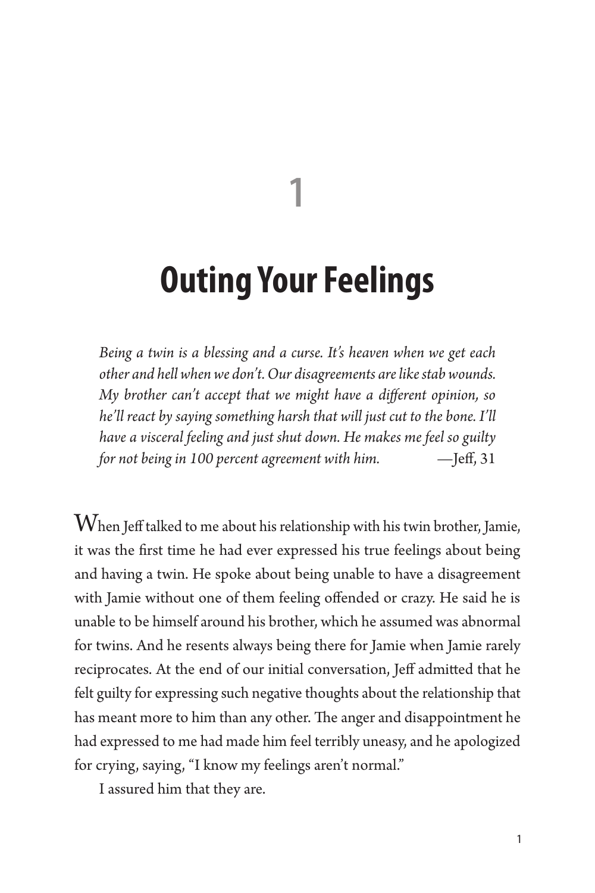# 1

# Outing Your Feelings

> *Being a twin is a blessing and a curse. It's heaven when we get each other and hell when we don't. Our disagreements are like stab wounds. My brother can't accept that we might have a different opinion, so he'll react by saying something harsh that will just cut to the bone. I'll have a visceral feeling and just shut down. He makes me feel so guilty for not being in 100 percent agreement with him.* —Jeff, 31

When Jeff talked to me about his relationship with his twin brother, Jamie, it was the first time he had ever expressed his true feelings about being and having a twin. He spoke about being unable to have a disagreement with Jamie without one of them feeling offended or crazy. He said he is unable to be himself around his brother, which he assumed was abnormal for twins. And he resents always being there for Jamie when Jamie rarely reciprocates. At the end of our initial conversation, Jeff admitted that he felt guilty for expressing such negative thoughts about the relationship that has meant more to him than any other. The anger and disappointment he had expressed to me had made him feel terribly uneasy, and he apologized for crying, saying, "I know my feelings aren't normal."

I assured him that they are.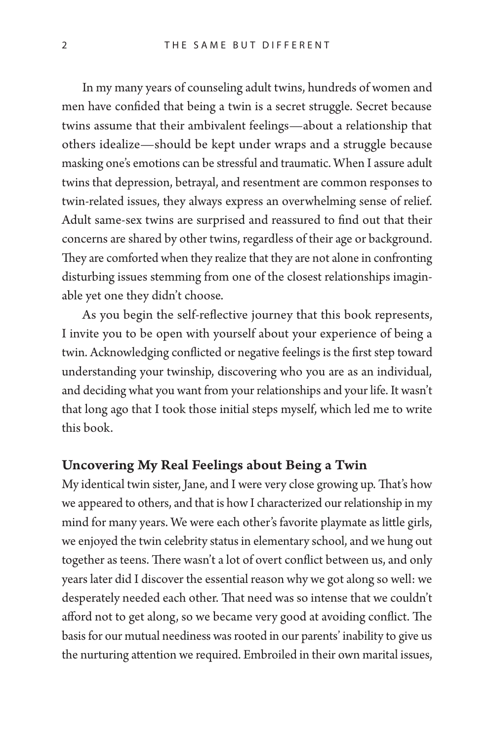In my many years of counseling adult twins, hundreds of women and men have confided that being a twin is a secret struggle. Secret because twins assume that their ambivalent feelings—about a relationship that others idealize—should be kept under wraps and a struggle because masking one's emotions can be stressful and traumatic. When I assure adult twins that depression, betrayal, and resentment are common responses to twin-related issues, they always express an overwhelming sense of relief. Adult same-sex twins are surprised and reassured to find out that their concerns are shared by other twins, regardless of their age or background. They are comforted when they realize that they are not alone in confronting disturbing issues stemming from one of the closest relationships imaginable yet one they didn't choose.

As you begin the self-reflective journey that this book represents, I invite you to be open with yourself about your experience of being a twin. Acknowledging conflicted or negative feelings is the first step toward understanding your twinship, discovering who you are as an individual, and deciding what you want from your relationships and your life. It wasn't that long ago that I took those initial steps myself, which led me to write this book.

## Uncovering My Real Feelings about Being a Twin

My identical twin sister, Jane, and I were very close growing up. That's how we appeared to others, and that is how I characterized our relationship in my mind for many years. We were each other's favorite playmate as little girls, we enjoyed the twin celebrity status in elementary school, and we hung out together as teens. There wasn't a lot of overt conflict between us, and only years later did I discover the essential reason why we got along so well: we desperately needed each other. That need was so intense that we couldn't afford not to get along, so we became very good at avoiding conflict. The basis for our mutual neediness was rooted in our parents' inability to give us the nurturing attention we required. Embroiled in their own marital issues,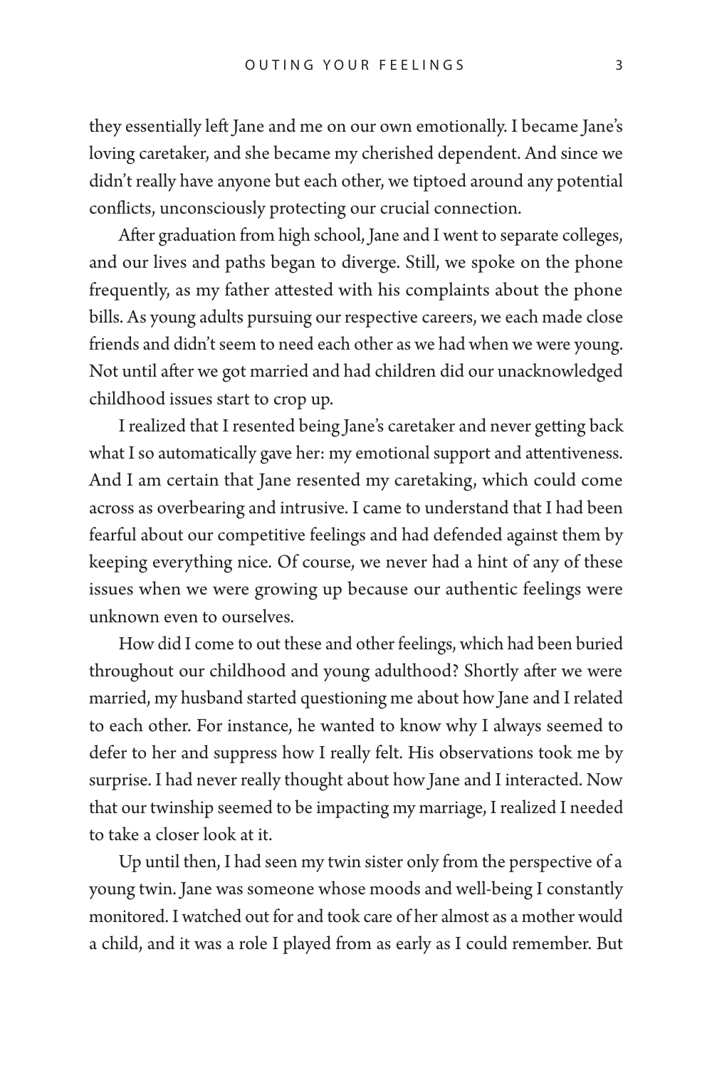they essentially left Jane and me on our own emotionally. I became Jane's loving caretaker, and she became my cherished dependent. And since we didn't really have anyone but each other, we tiptoed around any potential conflicts, unconsciously protecting our crucial connection.

After graduation from high school, Jane and I went to separate colleges, and our lives and paths began to diverge. Still, we spoke on the phone frequently, as my father attested with his complaints about the phone bills. As young adults pursuing our respective careers, we each made close friends and didn't seem to need each other as we had when we were young. Not until after we got married and had children did our unacknowledged childhood issues start to crop up.

I realized that I resented being Jane's caretaker and never getting back what I so automatically gave her: my emotional support and attentiveness. And I am certain that Jane resented my caretaking, which could come across as overbearing and intrusive. I came to understand that I had been fearful about our competitive feelings and had defended against them by keeping everything nice. Of course, we never had a hint of any of these issues when we were growing up because our authentic feelings were unknown even to ourselves.

How did I come to out these and other feelings, which had been buried throughout our childhood and young adulthood? Shortly after we were married, my husband started questioning me about how Jane and I related to each other. For instance, he wanted to know why I always seemed to defer to her and suppress how I really felt. His observations took me by surprise. I had never really thought about how Jane and I interacted. Now that our twinship seemed to be impacting my marriage, I realized I needed to take a closer look at it.

Up until then, I had seen my twin sister only from the perspective of a young twin. Jane was someone whose moods and well-being I constantly monitored. I watched out for and took care of her almost as a mother would a child, and it was a role I played from as early as I could remember. But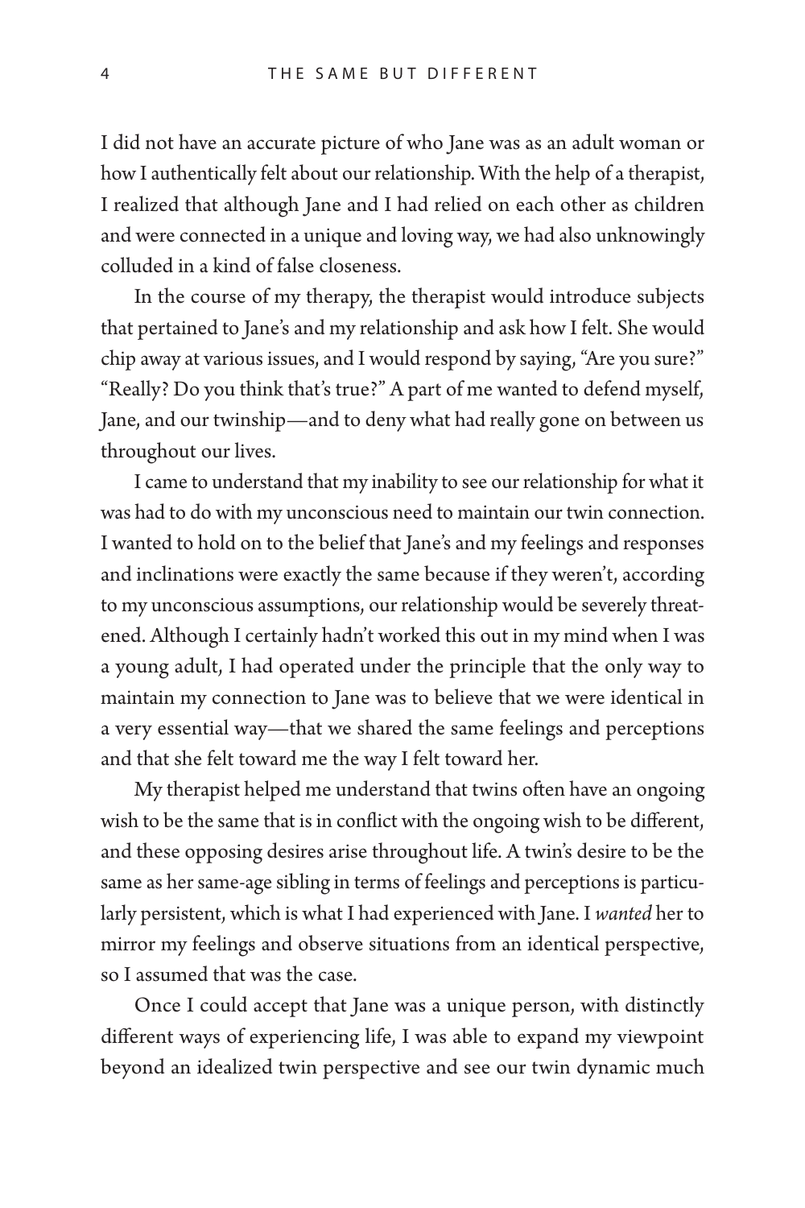I did not have an accurate picture of who Jane was as an adult woman or how I authentically felt about our relationship. With the help of a therapist, I realized that although Jane and I had relied on each other as children and were connected in a unique and loving way, we had also unknowingly colluded in a kind of false closeness.

In the course of my therapy, the therapist would introduce subjects that pertained to Jane's and my relationship and ask how I felt. She would chip away at various issues, and I would respond by saying, "Are you sure?" "Really? Do you think that's true?" A part of me wanted to defend myself, Jane, and our twinship—and to deny what had really gone on between us throughout our lives.

I came to understand that my inability to see our relationship for what it was had to do with my unconscious need to maintain our twin connection. I wanted to hold on to the belief that Jane's and my feelings and responses and inclinations were exactly the same because if they weren't, according to my unconscious assumptions, our relationship would be severely threatened. Although I certainly hadn't worked this out in my mind when I was a young adult, I had operated under the principle that the only way to maintain my connection to Jane was to believe that we were identical in a very essential way—that we shared the same feelings and perceptions and that she felt toward me the way I felt toward her.

My therapist helped me understand that twins often have an ongoing wish to be the same that is in conflict with the ongoing wish to be different, and these opposing desires arise throughout life. A twin's desire to be the same as her same-age sibling in terms of feelings and perceptions is particularly persistent, which is what I had experienced with Jane. I *wanted* her to mirror my feelings and observe situations from an identical perspective, so I assumed that was the case.

Once I could accept that Jane was a unique person, with distinctly different ways of experiencing life, I was able to expand my viewpoint beyond an idealized twin perspective and see our twin dynamic much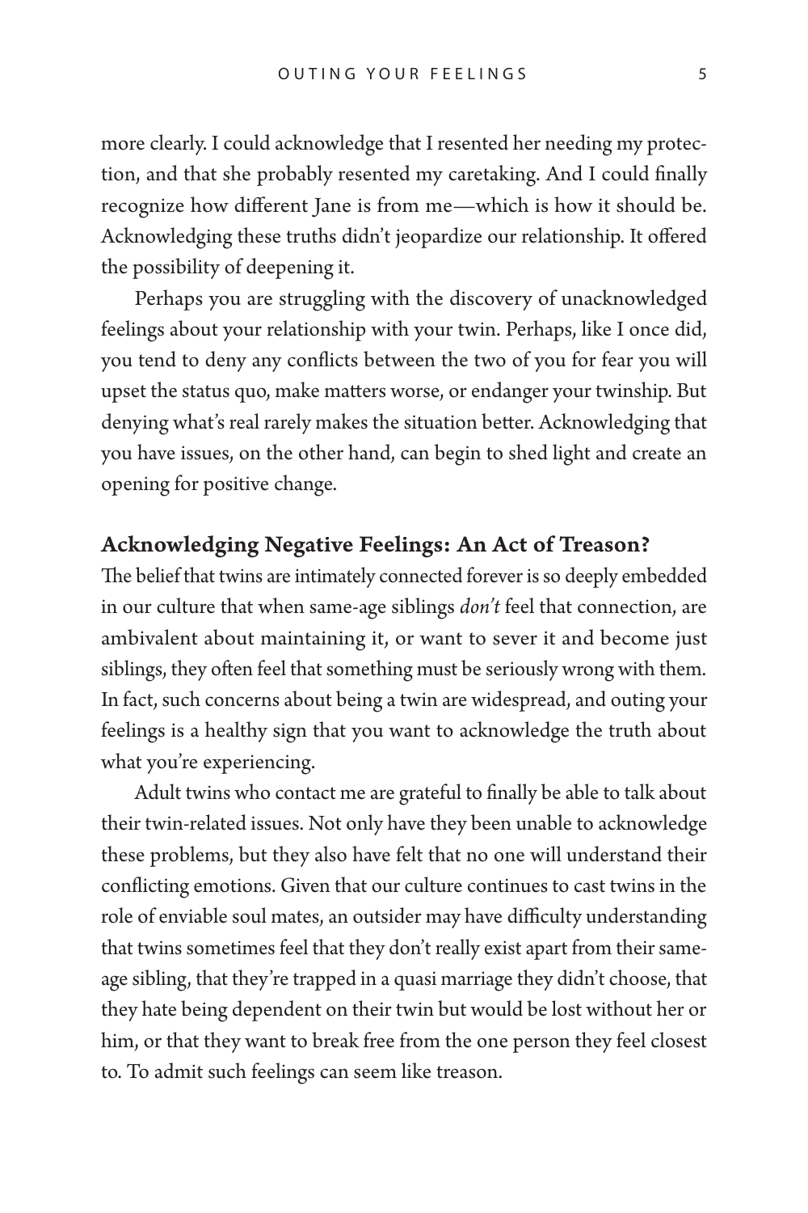more clearly. I could acknowledge that I resented her needing my protection, and that she probably resented my caretaking. And I could finally recognize how different Jane is from me—which is how it should be. Acknowledging these truths didn't jeopardize our relationship. It offered the possibility of deepening it.

Perhaps you are struggling with the discovery of unacknowledged feelings about your relationship with your twin. Perhaps, like I once did, you tend to deny any conflicts between the two of you for fear you will upset the status quo, make matters worse, or endanger your twinship. But denying what's real rarely makes the situation better. Acknowledging that you have issues, on the other hand, can begin to shed light and create an opening for positive change.

## Acknowledging Negative Feelings: An Act of Treason?

The belief that twins are intimately connected forever is so deeply embedded in our culture that when same-age siblings *don't* feel that connection, are ambivalent about maintaining it, or want to sever it and become just siblings, they often feel that something must be seriously wrong with them. In fact, such concerns about being a twin are widespread, and outing your feelings is a healthy sign that you want to acknowledge the truth about what you're experiencing.

Adult twins who contact me are grateful to finally be able to talk about their twin-related issues. Not only have they been unable to acknowledge these problems, but they also have felt that no one will understand their conflicting emotions. Given that our culture continues to cast twins in the role of enviable soul mates, an outsider may have difficulty understanding that twins sometimes feel that they don't really exist apart from their same-age sibling, that they're trapped in a quasi marriage they didn't choose, that they hate being dependent on their twin but would be lost without her or him, or that they want to break free from the one person they feel closest to. To admit such feelings can seem like treason.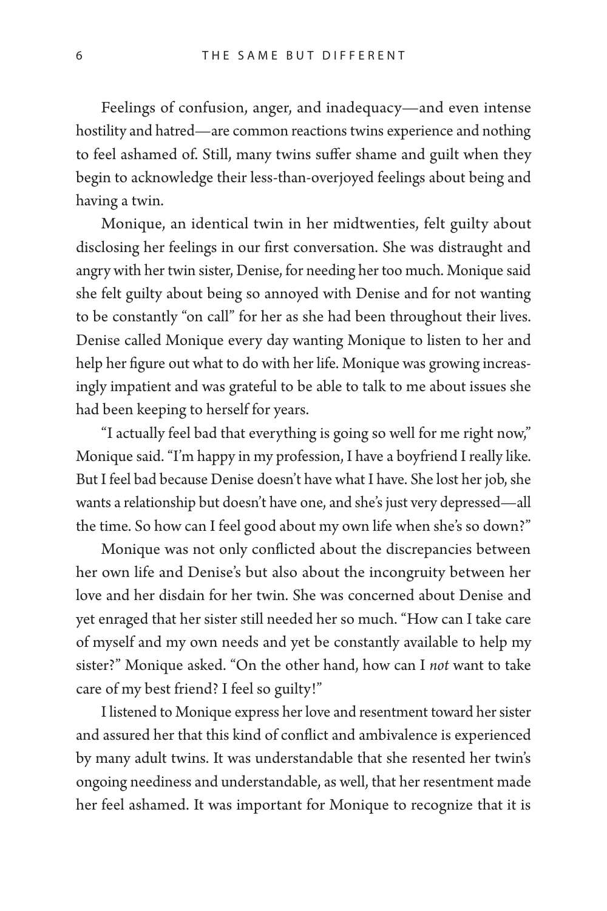Feelings of confusion, anger, and inadequacy—and even intense hostility and hatred—are common reactions twins experience and nothing to feel ashamed of. Still, many twins suffer shame and guilt when they begin to acknowledge their less-than-overjoyed feelings about being and having a twin.

Monique, an identical twin in her midtwenties, felt guilty about disclosing her feelings in our first conversation. She was distraught and angry with her twin sister, Denise, for needing her too much. Monique said she felt guilty about being so annoyed with Denise and for not wanting to be constantly "on call" for her as she had been throughout their lives. Denise called Monique every day wanting Monique to listen to her and help her figure out what to do with her life. Monique was growing increasingly impatient and was grateful to be able to talk to me about issues she had been keeping to herself for years.

"I actually feel bad that everything is going so well for me right now," Monique said. "I'm happy in my profession, I have a boyfriend I really like. But I feel bad because Denise doesn't have what I have. She lost her job, she wants a relationship but doesn't have one, and she's just very depressed—all the time. So how can I feel good about my own life when she's so down?"

Monique was not only conflicted about the discrepancies between her own life and Denise's but also about the incongruity between her love and her disdain for her twin. She was concerned about Denise and yet enraged that her sister still needed her so much. "How can I take care of myself and my own needs and yet be constantly available to help my sister?" Monique asked. "On the other hand, how can I *not* want to take care of my best friend? I feel so guilty!"

I listened to Monique express her love and resentment toward her sister and assured her that this kind of conflict and ambivalence is experienced by many adult twins. It was understandable that she resented her twin's ongoing neediness and understandable, as well, that her resentment made her feel ashamed. It was important for Monique to recognize that it is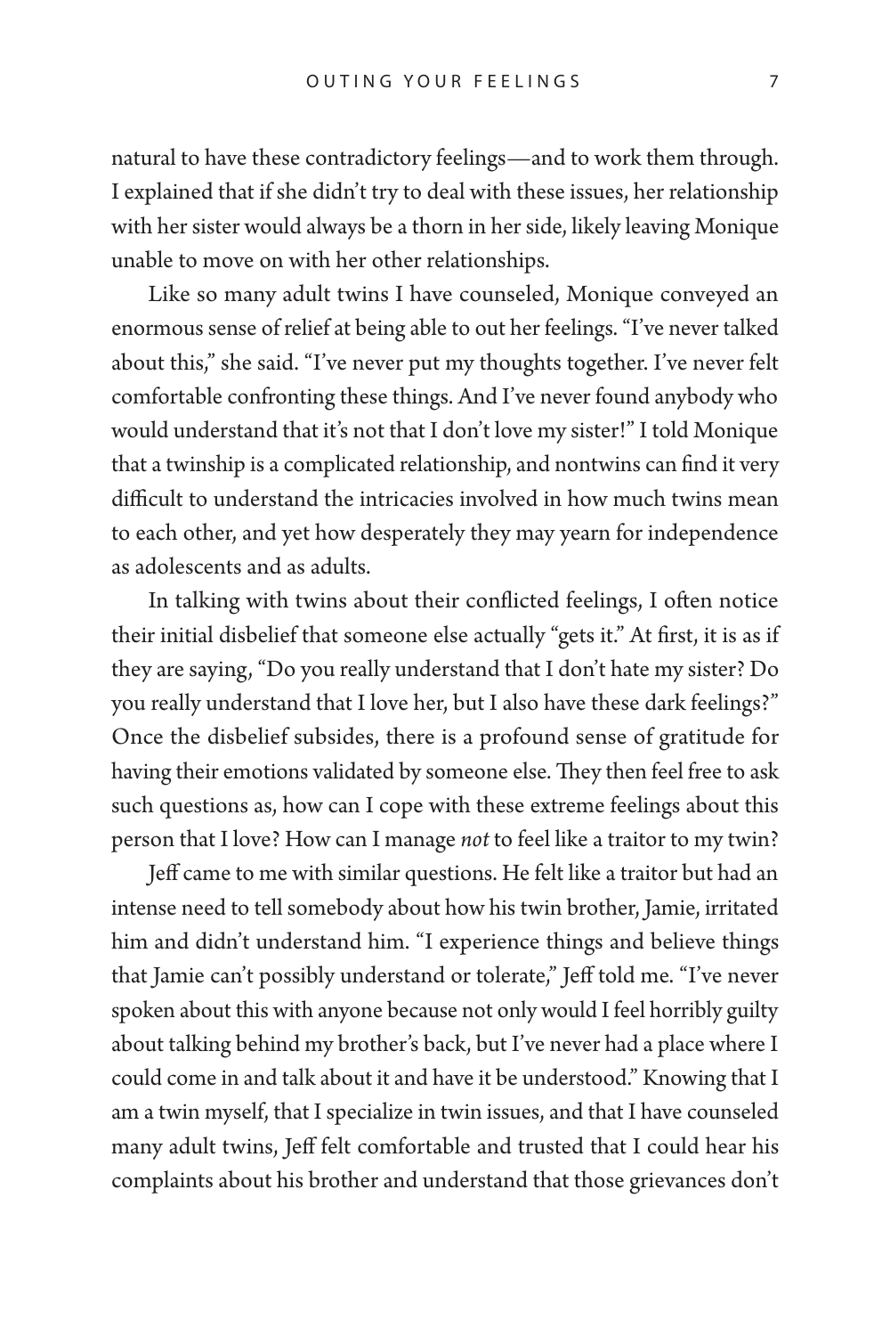natural to have these contradictory feelings—and to work them through. I explained that if she didn't try to deal with these issues, her relationship with her sister would always be a thorn in her side, likely leaving Monique unable to move on with her other relationships.

Like so many adult twins I have counseled, Monique conveyed an enormous sense of relief at being able to out her feelings. "I've never talked about this," she said. "I've never put my thoughts together. I've never felt comfortable confronting these things. And I've never found anybody who would understand that it's not that I don't love my sister!" I told Monique that a twinship is a complicated relationship, and nontwins can find it very difficult to understand the intricacies involved in how much twins mean to each other, and yet how desperately they may yearn for independence as adolescents and as adults.

In talking with twins about their conflicted feelings, I often notice their initial disbelief that someone else actually "gets it." At first, it is as if they are saying, "Do you really understand that I don't hate my sister? Do you really understand that I love her, but I also have these dark feelings?" Once the disbelief subsides, there is a profound sense of gratitude for having their emotions validated by someone else. They then feel free to ask such questions as, how can I cope with these extreme feelings about this person that I love? How can I manage *not* to feel like a traitor to my twin?

Jeff came to me with similar questions. He felt like a traitor but had an intense need to tell somebody about how his twin brother, Jamie, irritated him and didn't understand him. "I experience things and believe things that Jamie can't possibly understand or tolerate," Jeff told me. "I've never spoken about this with anyone because not only would I feel horribly guilty about talking behind my brother's back, but I've never had a place where I could come in and talk about it and have it be understood." Knowing that I am a twin myself, that I specialize in twin issues, and that I have counseled many adult twins, Jeff felt comfortable and trusted that I could hear his complaints about his brother and understand that those grievances don't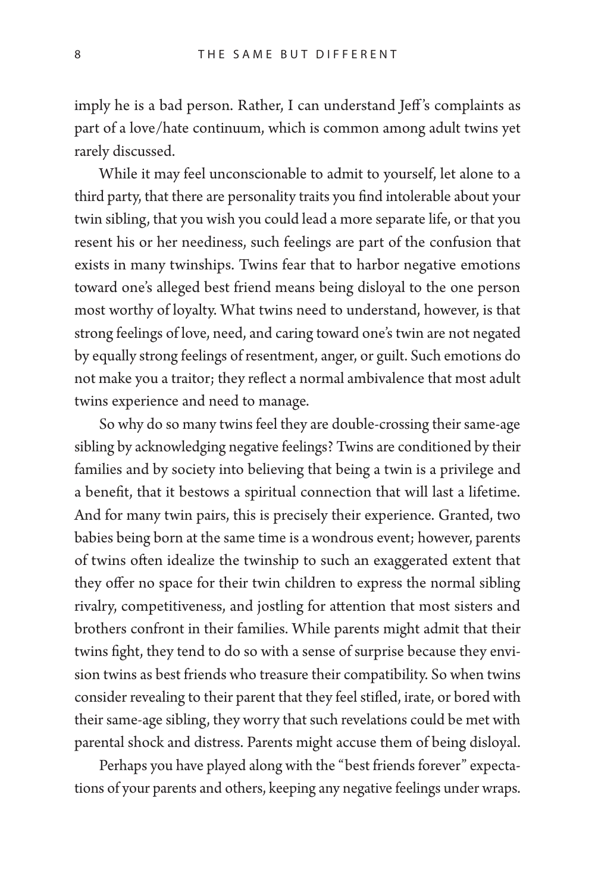imply he is a bad person. Rather, I can understand Jeff's complaints as part of a love/hate continuum, which is common among adult twins yet rarely discussed.

While it may feel unconscionable to admit to yourself, let alone to a third party, that there are personality traits you find intolerable about your twin sibling, that you wish you could lead a more separate life, or that you resent his or her neediness, such feelings are part of the confusion that exists in many twinships. Twins fear that to harbor negative emotions toward one's alleged best friend means being disloyal to the one person most worthy of loyalty. What twins need to understand, however, is that strong feelings of love, need, and caring toward one's twin are not negated by equally strong feelings of resentment, anger, or guilt. Such emotions do not make you a traitor; they reflect a normal ambivalence that most adult twins experience and need to manage.

So why do so many twins feel they are double-crossing their same-age sibling by acknowledging negative feelings? Twins are conditioned by their families and by society into believing that being a twin is a privilege and a benefit, that it bestows a spiritual connection that will last a lifetime. And for many twin pairs, this is precisely their experience. Granted, two babies being born at the same time is a wondrous event; however, parents of twins often idealize the twinship to such an exaggerated extent that they offer no space for their twin children to express the normal sibling rivalry, competitiveness, and jostling for attention that most sisters and brothers confront in their families. While parents might admit that their twins fight, they tend to do so with a sense of surprise because they envision twins as best friends who treasure their compatibility. So when twins consider revealing to their parent that they feel stifled, irate, or bored with their same-age sibling, they worry that such revelations could be met with parental shock and distress. Parents might accuse them of being disloyal.

Perhaps you have played along with the "best friends forever" expectations of your parents and others, keeping any negative feelings under wraps.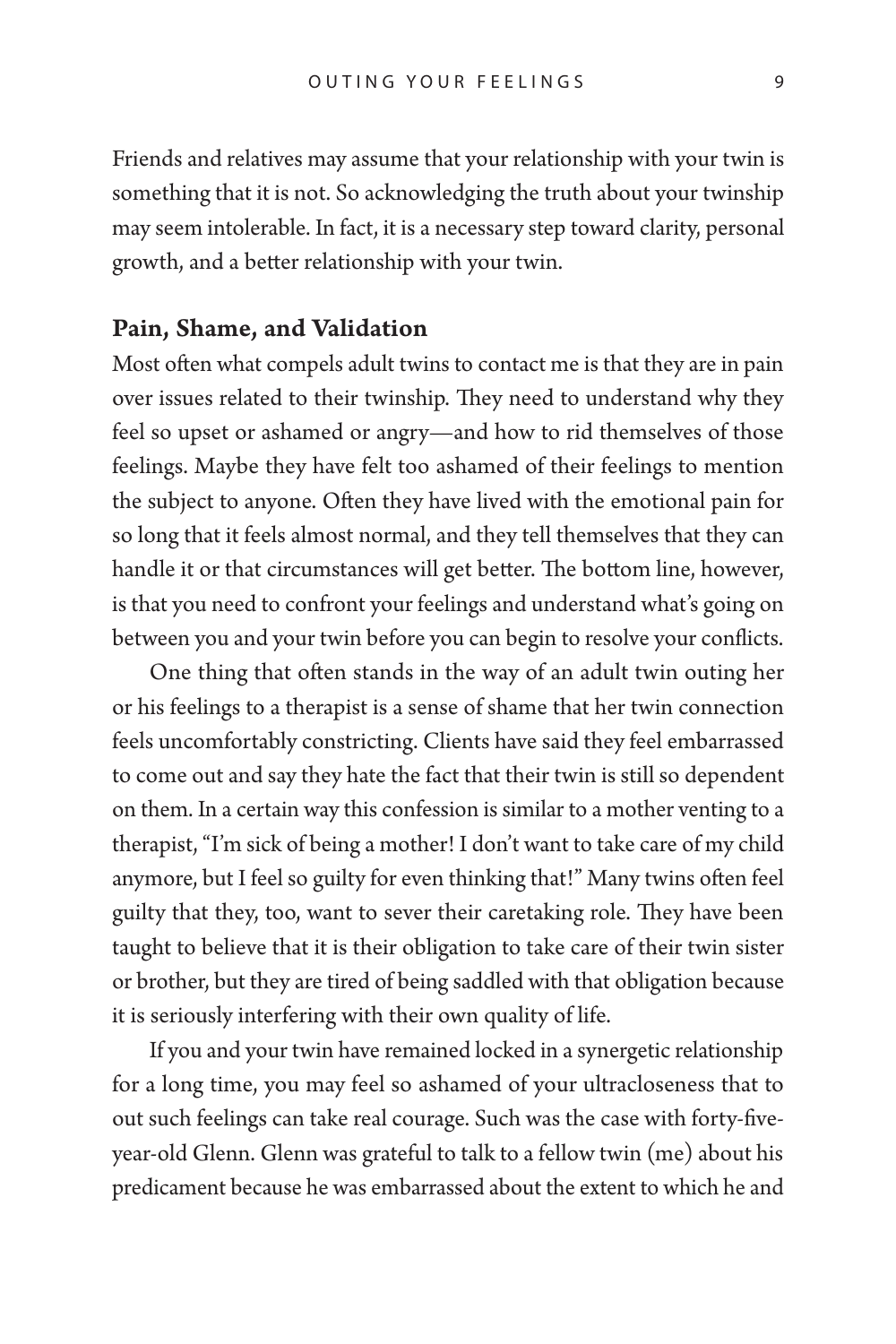Friends and relatives may assume that your relationship with your twin is something that it is not. So acknowledging the truth about your twinship may seem intolerable. In fact, it is a necessary step toward clarity, personal growth, and a better relationship with your twin.

### Pain, Shame, and Validation

Most often what compels adult twins to contact me is that they are in pain over issues related to their twinship. They need to understand why they feel so upset or ashamed or angry—and how to rid themselves of those feelings. Maybe they have felt too ashamed of their feelings to mention the subject to anyone. Often they have lived with the emotional pain for so long that it feels almost normal, and they tell themselves that they can handle it or that circumstances will get better. The bottom line, however, is that you need to confront your feelings and understand what's going on between you and your twin before you can begin to resolve your conflicts.

One thing that often stands in the way of an adult twin outing her or his feelings to a therapist is a sense of shame that her twin connection feels uncomfortably constricting. Clients have said they feel embarrassed to come out and say they hate the fact that their twin is still so dependent on them. In a certain way this confession is similar to a mother venting to a therapist, "I'm sick of being a mother! I don't want to take care of my child anymore, but I feel so guilty for even thinking that!" Many twins often feel guilty that they, too, want to sever their caretaking role. They have been taught to believe that it is their obligation to take care of their twin sister or brother, but they are tired of being saddled with that obligation because it is seriously interfering with their own quality of life.

If you and your twin have remained locked in a synergetic relationship for a long time, you may feel so ashamed of your ultracloseness that to out such feelings can take real courage. Such was the case with forty-five-year-old Glenn. Glenn was grateful to talk to a fellow twin (me) about his predicament because he was embarrassed about the extent to which he and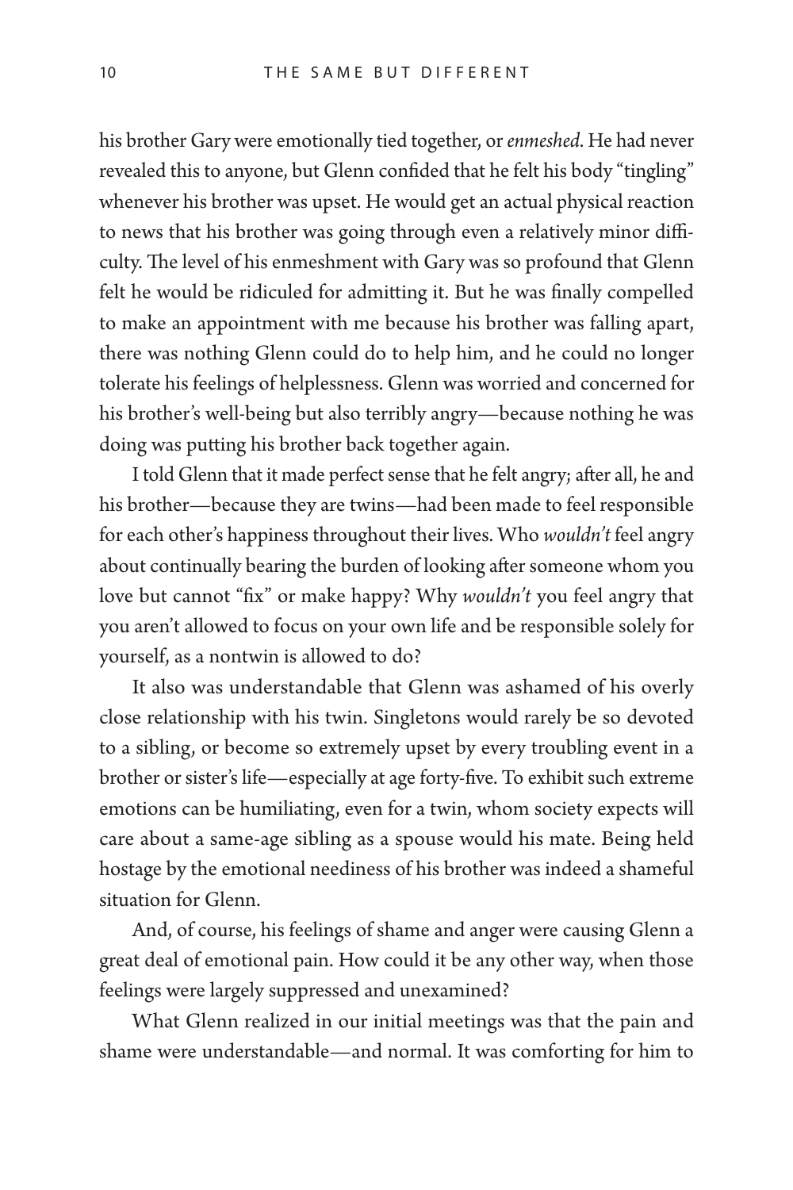his brother Gary were emotionally tied together, or *enmeshed*. He had never revealed this to anyone, but Glenn confided that he felt his body "tingling" whenever his brother was upset. He would get an actual physical reaction to news that his brother was going through even a relatively minor difficulty. The level of his enmeshment with Gary was so profound that Glenn felt he would be ridiculed for admitting it. But he was finally compelled to make an appointment with me because his brother was falling apart, there was nothing Glenn could do to help him, and he could no longer tolerate his feelings of helplessness. Glenn was worried and concerned for his brother's well-being but also terribly angry—because nothing he was doing was putting his brother back together again.

I told Glenn that it made perfect sense that he felt angry; after all, he and his brother—because they are twins—had been made to feel responsible for each other's happiness throughout their lives. Who *wouldn't* feel angry about continually bearing the burden of looking after someone whom you love but cannot "fix" or make happy? Why *wouldn't* you feel angry that you aren't allowed to focus on your own life and be responsible solely for yourself, as a nontwin is allowed to do?

It also was understandable that Glenn was ashamed of his overly close relationship with his twin. Singletons would rarely be so devoted to a sibling, or become so extremely upset by every troubling event in a brother or sister's life—especially at age forty-five. To exhibit such extreme emotions can be humiliating, even for a twin, whom society expects will care about a same-age sibling as a spouse would his mate. Being held hostage by the emotional neediness of his brother was indeed a shameful situation for Glenn.

And, of course, his feelings of shame and anger were causing Glenn a great deal of emotional pain. How could it be any other way, when those feelings were largely suppressed and unexamined?

What Glenn realized in our initial meetings was that the pain and shame were understandable—and normal. It was comforting for him to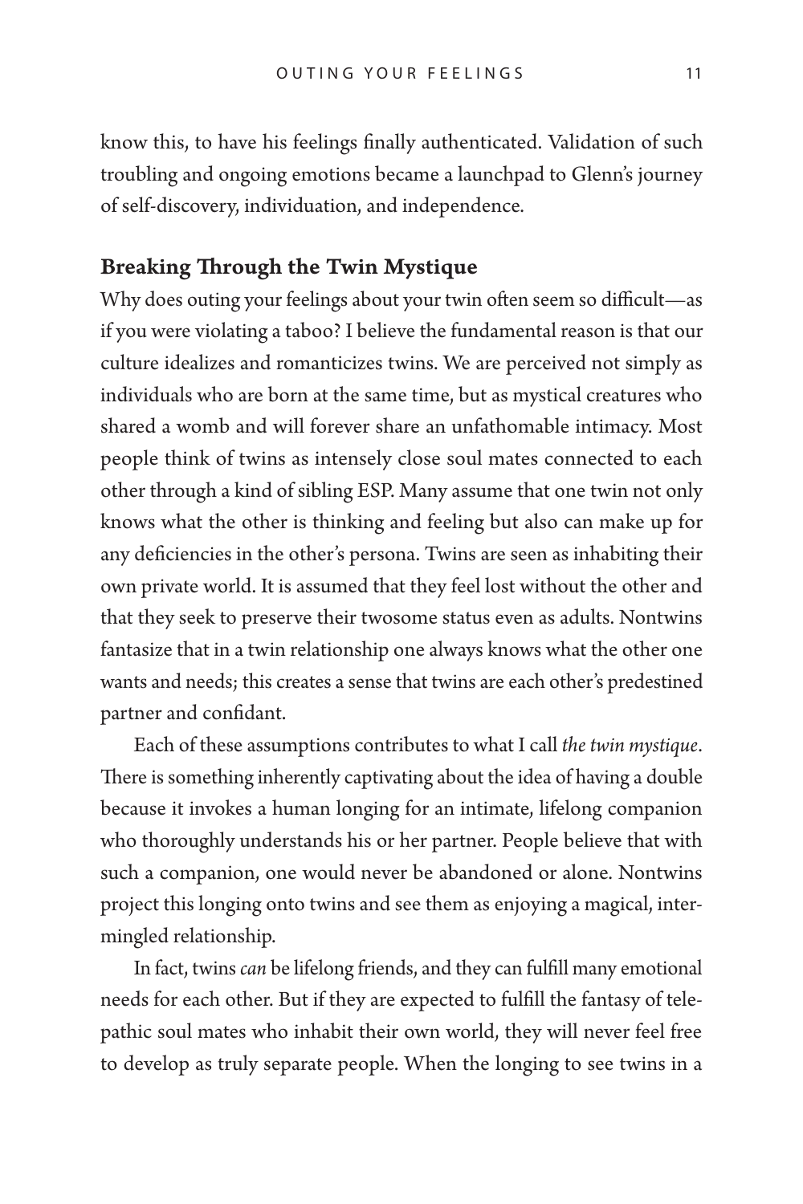know this, to have his feelings finally authenticated. Validation of such troubling and ongoing emotions became a launchpad to Glenn's journey of self-discovery, individuation, and independence.

## Breaking Through the Twin Mystique

Why does outing your feelings about your twin often seem so difficult—as if you were violating a taboo? I believe the fundamental reason is that our culture idealizes and romanticizes twins. We are perceived not simply as individuals who are born at the same time, but as mystical creatures who shared a womb and will forever share an unfathomable intimacy. Most people think of twins as intensely close soul mates connected to each other through a kind of sibling ESP. Many assume that one twin not only knows what the other is thinking and feeling but also can make up for any deficiencies in the other's persona. Twins are seen as inhabiting their own private world. It is assumed that they feel lost without the other and that they seek to preserve their twosome status even as adults. Nontwins fantasize that in a twin relationship one always knows what the other one wants and needs; this creates a sense that twins are each other's predestined partner and confidant.

Each of these assumptions contributes to what I call *the twin mystique*. There is something inherently captivating about the idea of having a double because it invokes a human longing for an intimate, lifelong companion who thoroughly understands his or her partner. People believe that with such a companion, one would never be abandoned or alone. Nontwins project this longing onto twins and see them as enjoying a magical, intermingled relationship.

In fact, twins *can* be lifelong friends, and they can fulfill many emotional needs for each other. But if they are expected to fulfill the fantasy of telepathic soul mates who inhabit their own world, they will never feel free to develop as truly separate people. When the longing to see twins in a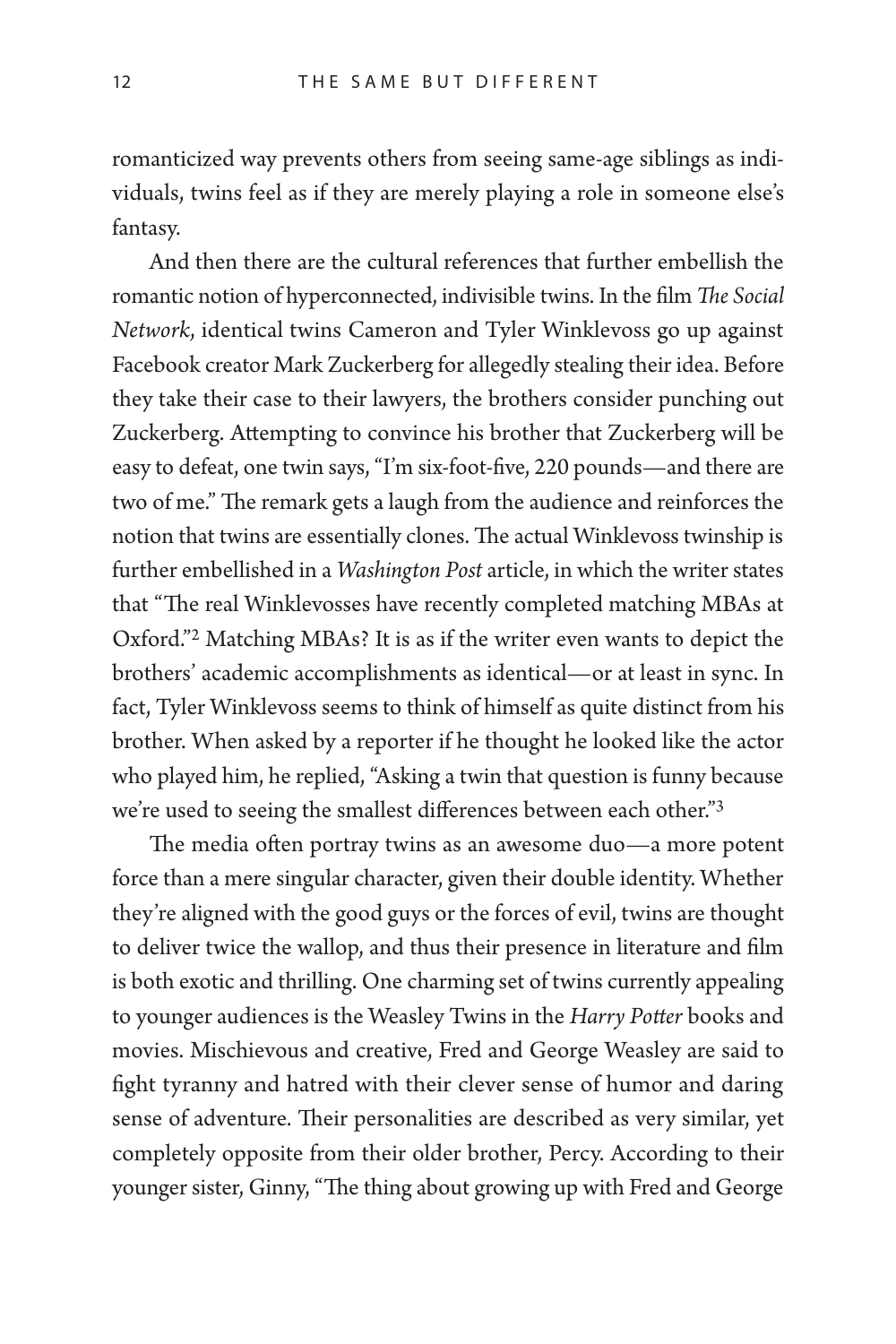romanticized way prevents others from seeing same-age siblings as individuals, twins feel as if they are merely playing a role in someone else's fantasy.

And then there are the cultural references that further embellish the romantic notion of hyperconnected, indivisible twins. In the film *The Social Network*, identical twins Cameron and Tyler Winklevoss go up against Facebook creator Mark Zuckerberg for allegedly stealing their idea. Before they take their case to their lawyers, the brothers consider punching out Zuckerberg. Attempting to convince his brother that Zuckerberg will be easy to defeat, one twin says, "I'm six-foot-five, 220 pounds—and there are two of me." The remark gets a laugh from the audience and reinforces the notion that twins are essentially clones. The actual Winklevoss twinship is further embellished in a *Washington Post* article, in which the writer states that "The real Winklevosses have recently completed matching MBAs at Oxford."[2] Matching MBAs? It is as if the writer even wants to depict the brothers' academic accomplishments as identical—or at least in sync. In fact, Tyler Winklevoss seems to think of himself as quite distinct from his brother. When asked by a reporter if he thought he looked like the actor who played him, he replied, "Asking a twin that question is funny because we're used to seeing the smallest differences between each other."[3]

The media often portray twins as an awesome duo—a more potent force than a mere singular character, given their double identity. Whether they're aligned with the good guys or the forces of evil, twins are thought to deliver twice the wallop, and thus their presence in literature and film is both exotic and thrilling. One charming set of twins currently appealing to younger audiences is the Weasley Twins in the *Harry Potter* books and movies. Mischievous and creative, Fred and George Weasley are said to fight tyranny and hatred with their clever sense of humor and daring sense of adventure. Their personalities are described as very similar, yet completely opposite from their older brother, Percy. According to their younger sister, Ginny, "The thing about growing up with Fred and George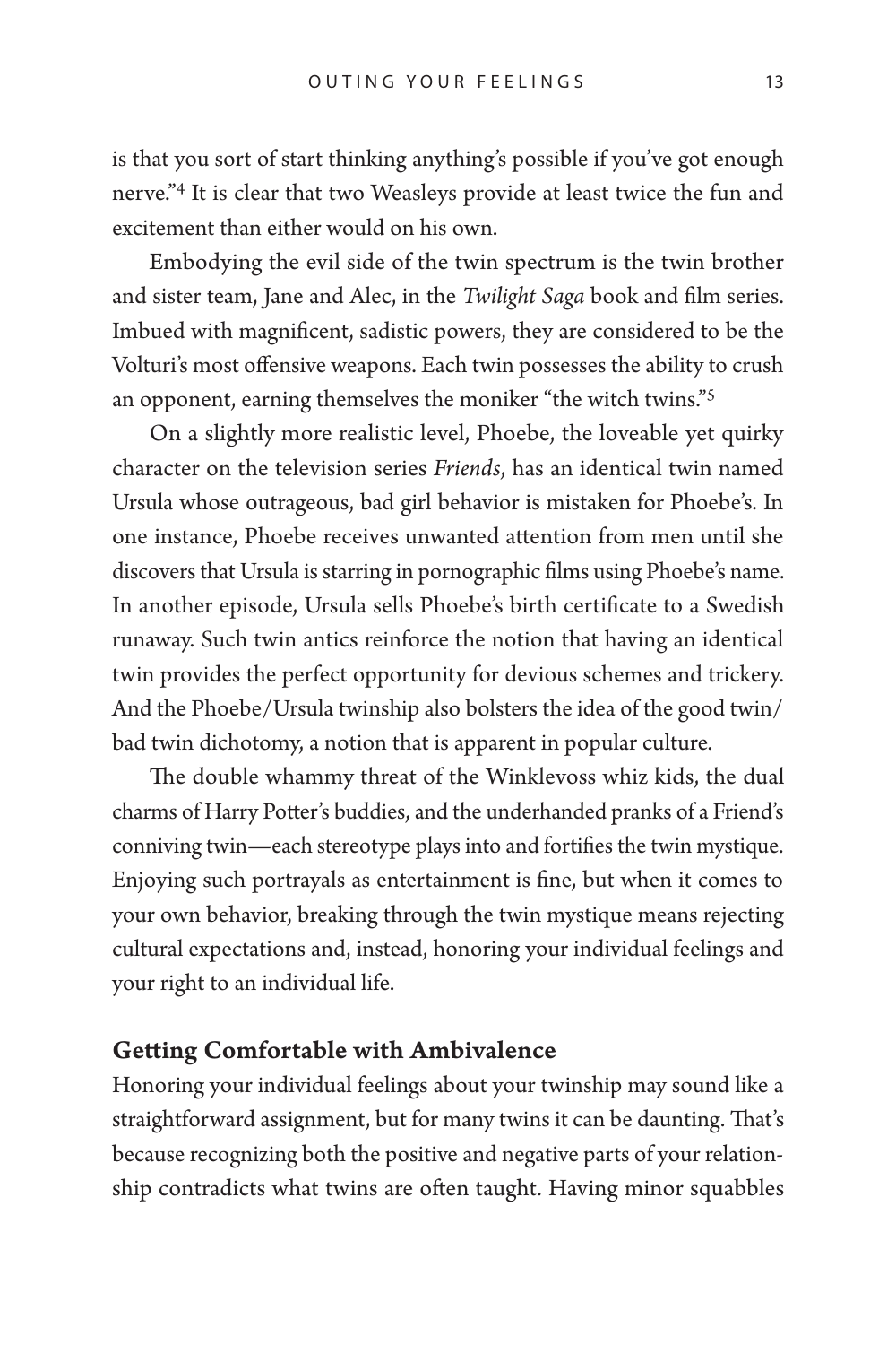is that you sort of start thinking anything's possible if you've got enough nerve."[4] It is clear that two Weasleys provide at least twice the fun and excitement than either would on his own.

Embodying the evil side of the twin spectrum is the twin brother and sister team, Jane and Alec, in the *Twilight Saga* book and film series. Imbued with magnificent, sadistic powers, they are considered to be the Volturi's most offensive weapons. Each twin possesses the ability to crush an opponent, earning themselves the moniker "the witch twins."[5]

On a slightly more realistic level, Phoebe, the loveable yet quirky character on the television series *Friends*, has an identical twin named Ursula whose outrageous, bad girl behavior is mistaken for Phoebe's. In one instance, Phoebe receives unwanted attention from men until she discovers that Ursula is starring in pornographic films using Phoebe's name. In another episode, Ursula sells Phoebe's birth certificate to a Swedish runaway. Such twin antics reinforce the notion that having an identical twin provides the perfect opportunity for devious schemes and trickery. And the Phoebe/Ursula twinship also bolsters the idea of the good twin/bad twin dichotomy, a notion that is apparent in popular culture.

The double whammy threat of the Winklevoss whiz kids, the dual charms of Harry Potter's buddies, and the underhanded pranks of a Friend's conniving twin—each stereotype plays into and fortifies the twin mystique. Enjoying such portrayals as entertainment is fine, but when it comes to your own behavior, breaking through the twin mystique means rejecting cultural expectations and, instead, honoring your individual feelings and your right to an individual life.

## Getting Comfortable with Ambivalence

Honoring your individual feelings about your twinship may sound like a straightforward assignment, but for many twins it can be daunting. That's because recognizing both the positive and negative parts of your relationship contradicts what twins are often taught. Having minor squabbles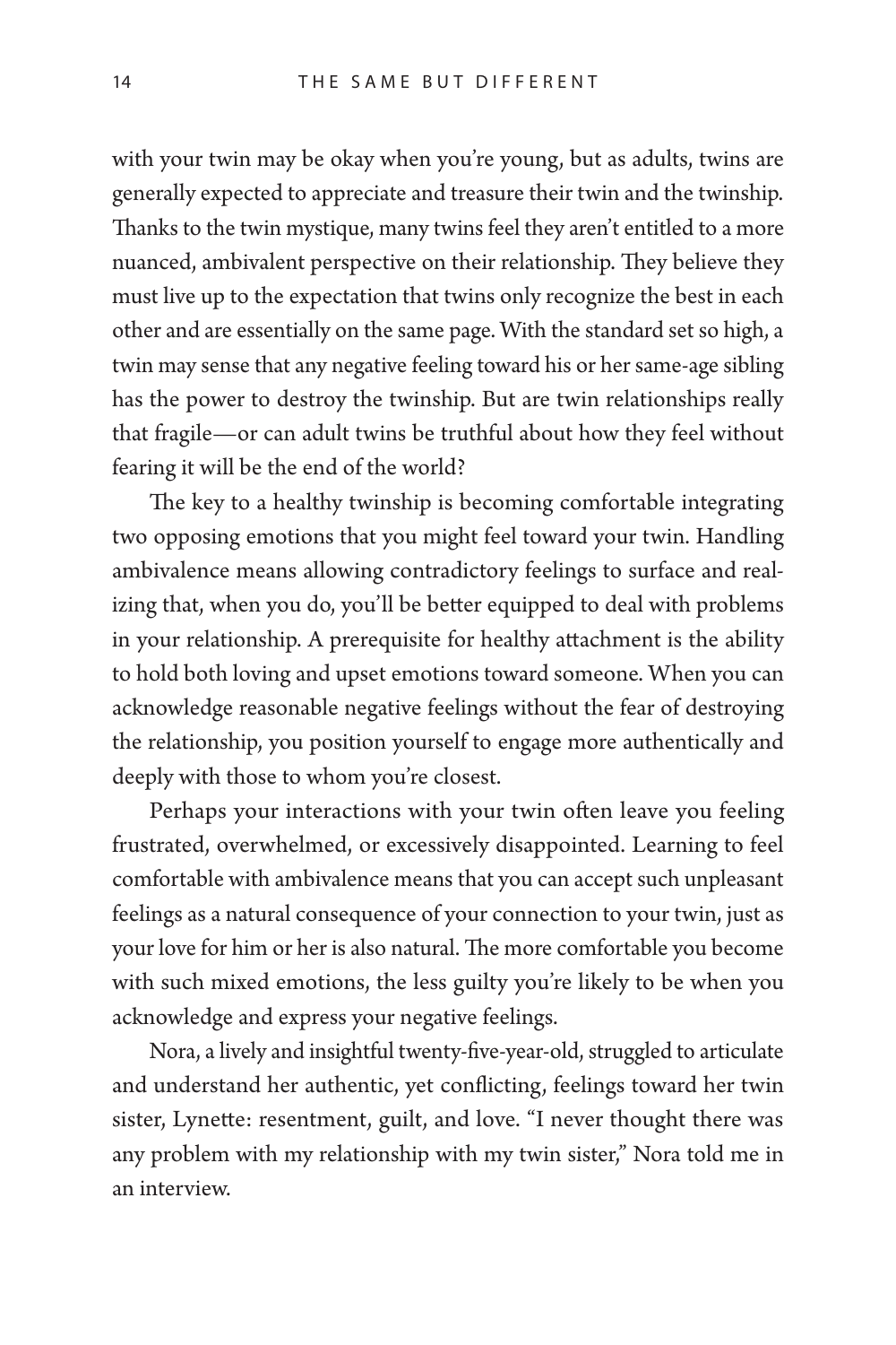with your twin may be okay when you're young, but as adults, twins are generally expected to appreciate and treasure their twin and the twinship. Thanks to the twin mystique, many twins feel they aren't entitled to a more nuanced, ambivalent perspective on their relationship. They believe they must live up to the expectation that twins only recognize the best in each other and are essentially on the same page. With the standard set so high, a twin may sense that any negative feeling toward his or her same-age sibling has the power to destroy the twinship. But are twin relationships really that fragile—or can adult twins be truthful about how they feel without fearing it will be the end of the world?

The key to a healthy twinship is becoming comfortable integrating two opposing emotions that you might feel toward your twin. Handling ambivalence means allowing contradictory feelings to surface and realizing that, when you do, you'll be better equipped to deal with problems in your relationship. A prerequisite for healthy attachment is the ability to hold both loving and upset emotions toward someone. When you can acknowledge reasonable negative feelings without the fear of destroying the relationship, you position yourself to engage more authentically and deeply with those to whom you're closest.

Perhaps your interactions with your twin often leave you feeling frustrated, overwhelmed, or excessively disappointed. Learning to feel comfortable with ambivalence means that you can accept such unpleasant feelings as a natural consequence of your connection to your twin, just as your love for him or her is also natural. The more comfortable you become with such mixed emotions, the less guilty you're likely to be when you acknowledge and express your negative feelings.

Nora, a lively and insightful twenty-five-year-old, struggled to articulate and understand her authentic, yet conflicting, feelings toward her twin sister, Lynette: resentment, guilt, and love. "I never thought there was any problem with my relationship with my twin sister," Nora told me in an interview.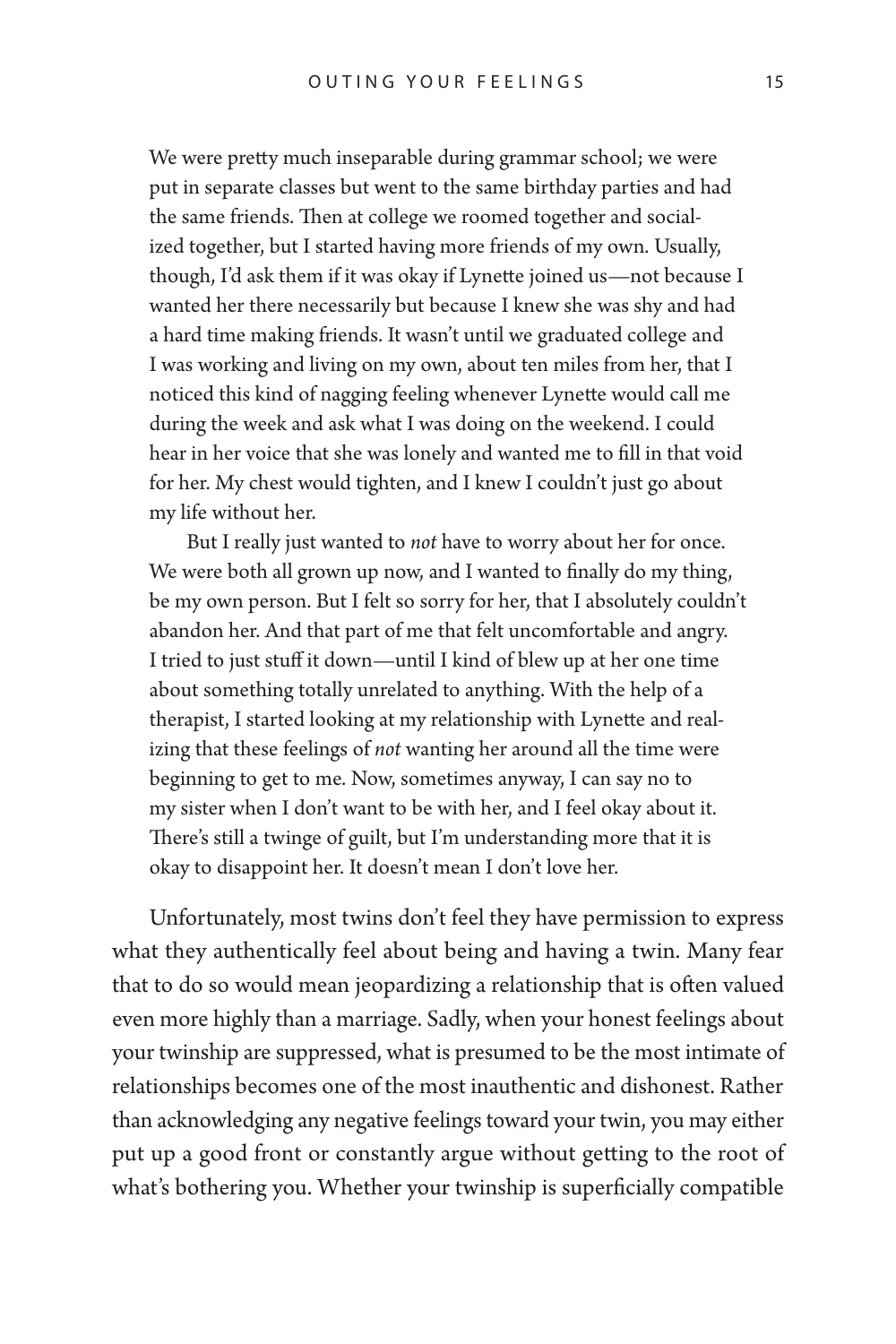> We were pretty much inseparable during grammar school; we were put in separate classes but went to the same birthday parties and had the same friends. Then at college we roomed together and socialized together, but I started having more friends of my own. Usually, though, I'd ask them if it was okay if Lynette joined us—not because I wanted her there necessarily but because I knew she was shy and had a hard time making friends. It wasn't until we graduated college and I was working and living on my own, about ten miles from her, that I noticed this kind of nagging feeling whenever Lynette would call me during the week and ask what I was doing on the weekend. I could hear in her voice that she was lonely and wanted me to fill in that void for her. My chest would tighten, and I knew I couldn't just go about my life without her.
>
> But I really just wanted to *not* have to worry about her for once. We were both all grown up now, and I wanted to finally do my thing, be my own person. But I felt so sorry for her, that I absolutely couldn't abandon her. And that part of me that felt uncomfortable and angry. I tried to just stuff it down—until I kind of blew up at her one time about something totally unrelated to anything. With the help of a therapist, I started looking at my relationship with Lynette and realizing that these feelings of *not* wanting her around all the time were beginning to get to me. Now, sometimes anyway, I can say no to my sister when I don't want to be with her, and I feel okay about it. There's still a twinge of guilt, but I'm understanding more that it is okay to disappoint her. It doesn't mean I don't love her.

Unfortunately, most twins don't feel they have permission to express what they authentically feel about being and having a twin. Many fear that to do so would mean jeopardizing a relationship that is often valued even more highly than a marriage. Sadly, when your honest feelings about your twinship are suppressed, what is presumed to be the most intimate of relationships becomes one of the most inauthentic and dishonest. Rather than acknowledging any negative feelings toward your twin, you may either put up a good front or constantly argue without getting to the root of what's bothering you. Whether your twinship is superficially compatible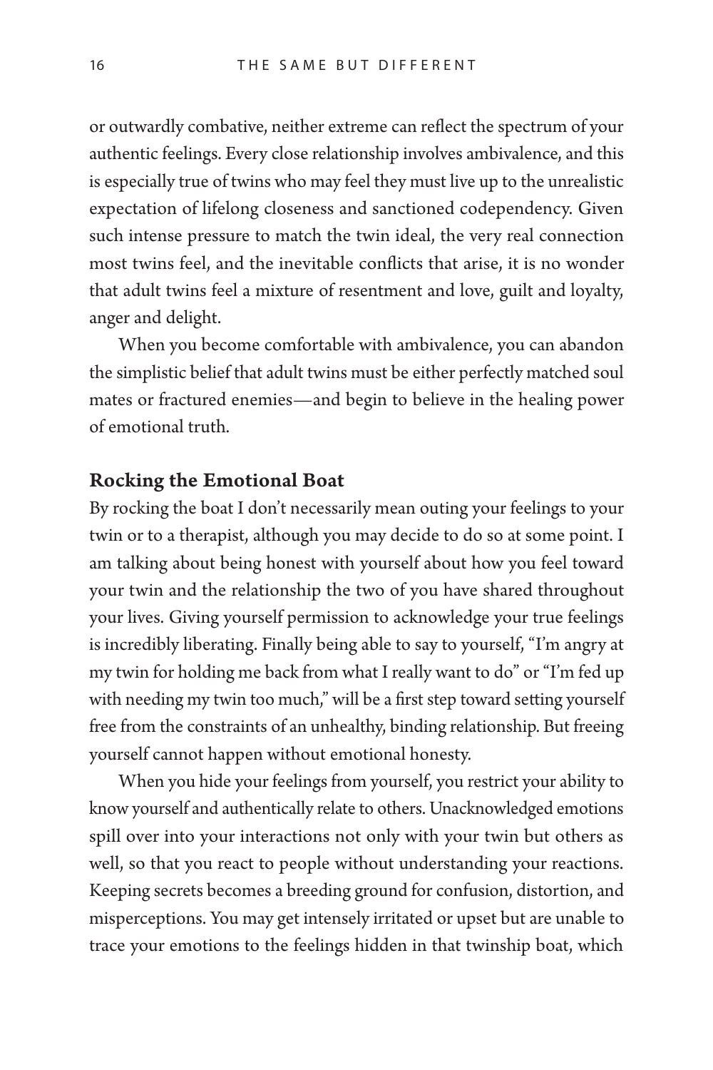or outwardly combative, neither extreme can reflect the spectrum of your authentic feelings. Every close relationship involves ambivalence, and this is especially true of twins who may feel they must live up to the unrealistic expectation of lifelong closeness and sanctioned codependency. Given such intense pressure to match the twin ideal, the very real connection most twins feel, and the inevitable conflicts that arise, it is no wonder that adult twins feel a mixture of resentment and love, guilt and loyalty, anger and delight.

When you become comfortable with ambivalence, you can abandon the simplistic belief that adult twins must be either perfectly matched soul mates or fractured enemies—and begin to believe in the healing power of emotional truth.

## Rocking the Emotional Boat

By rocking the boat I don't necessarily mean outing your feelings to your twin or to a therapist, although you may decide to do so at some point. I am talking about being honest with yourself about how you feel toward your twin and the relationship the two of you have shared throughout your lives. Giving yourself permission to acknowledge your true feelings is incredibly liberating. Finally being able to say to yourself, "I'm angry at my twin for holding me back from what I really want to do" or "I'm fed up with needing my twin too much," will be a first step toward setting yourself free from the constraints of an unhealthy, binding relationship. But freeing yourself cannot happen without emotional honesty.

When you hide your feelings from yourself, you restrict your ability to know yourself and authentically relate to others. Unacknowledged emotions spill over into your interactions not only with your twin but others as well, so that you react to people without understanding your reactions. Keeping secrets becomes a breeding ground for confusion, distortion, and misperceptions. You may get intensely irritated or upset but are unable to trace your emotions to the feelings hidden in that twinship boat, which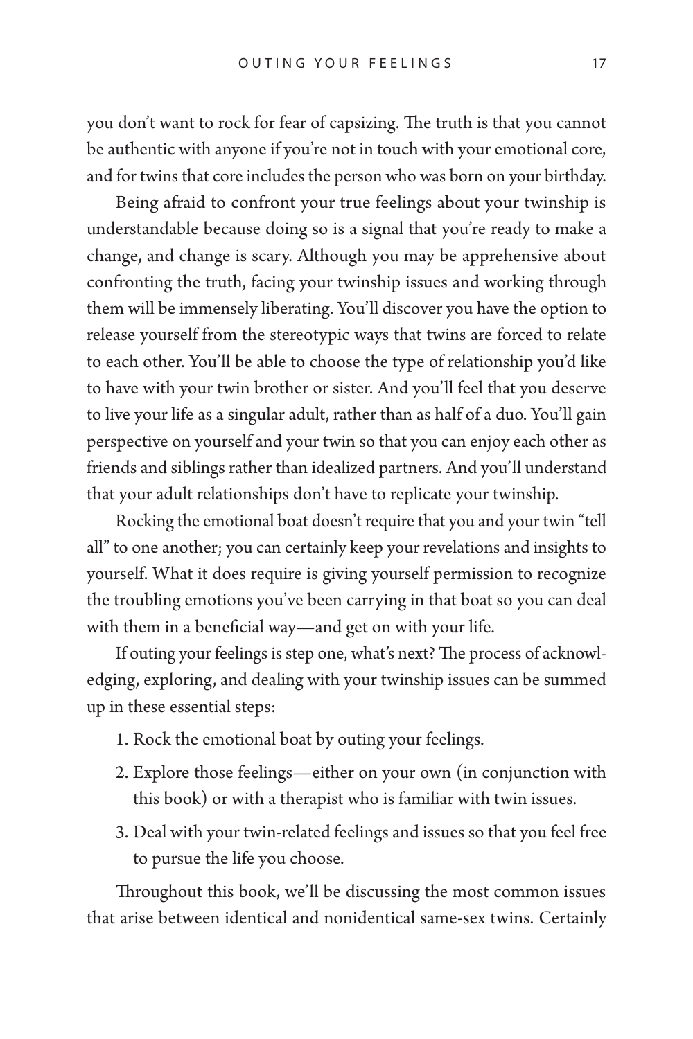you don't want to rock for fear of capsizing. The truth is that you cannot be authentic with anyone if you're not in touch with your emotional core, and for twins that core includes the person who was born on your birthday.

Being afraid to confront your true feelings about your twinship is understandable because doing so is a signal that you're ready to make a change, and change is scary. Although you may be apprehensive about confronting the truth, facing your twinship issues and working through them will be immensely liberating. You'll discover you have the option to release yourself from the stereotypic ways that twins are forced to relate to each other. You'll be able to choose the type of relationship you'd like to have with your twin brother or sister. And you'll feel that you deserve to live your life as a singular adult, rather than as half of a duo. You'll gain perspective on yourself and your twin so that you can enjoy each other as friends and siblings rather than idealized partners. And you'll understand that your adult relationships don't have to replicate your twinship.

Rocking the emotional boat doesn't require that you and your twin "tell all" to one another; you can certainly keep your revelations and insights to yourself. What it does require is giving yourself permission to recognize the troubling emotions you've been carrying in that boat so you can deal with them in a beneficial way—and get on with your life.

If outing your feelings is step one, what's next? The process of acknowledging, exploring, and dealing with your twinship issues can be summed up in these essential steps:

1. Rock the emotional boat by outing your feelings.
2. Explore those feelings—either on your own (in conjunction with this book) or with a therapist who is familiar with twin issues.
3. Deal with your twin-related feelings and issues so that you feel free to pursue the life you choose.

Throughout this book, we'll be discussing the most common issues that arise between identical and nonidentical same-sex twins. Certainly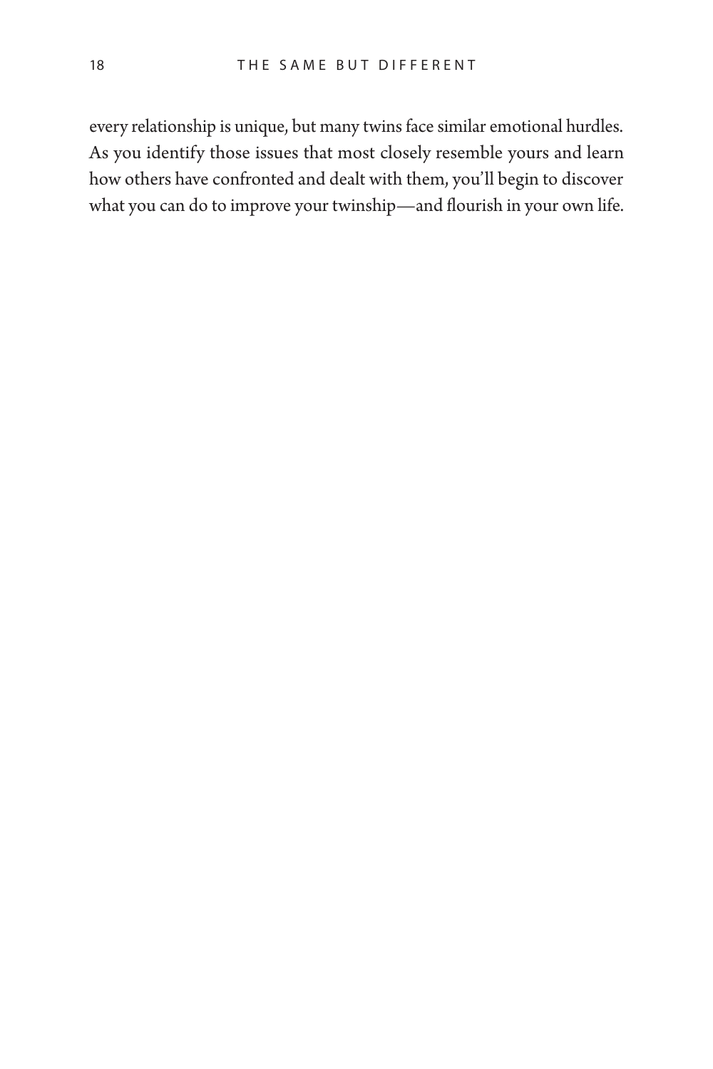every relationship is unique, but many twins face similar emotional hurdles. As you identify those issues that most closely resemble yours and learn how others have confronted and dealt with them, you'll begin to discover what you can do to improve your twinship—and flourish in your own life.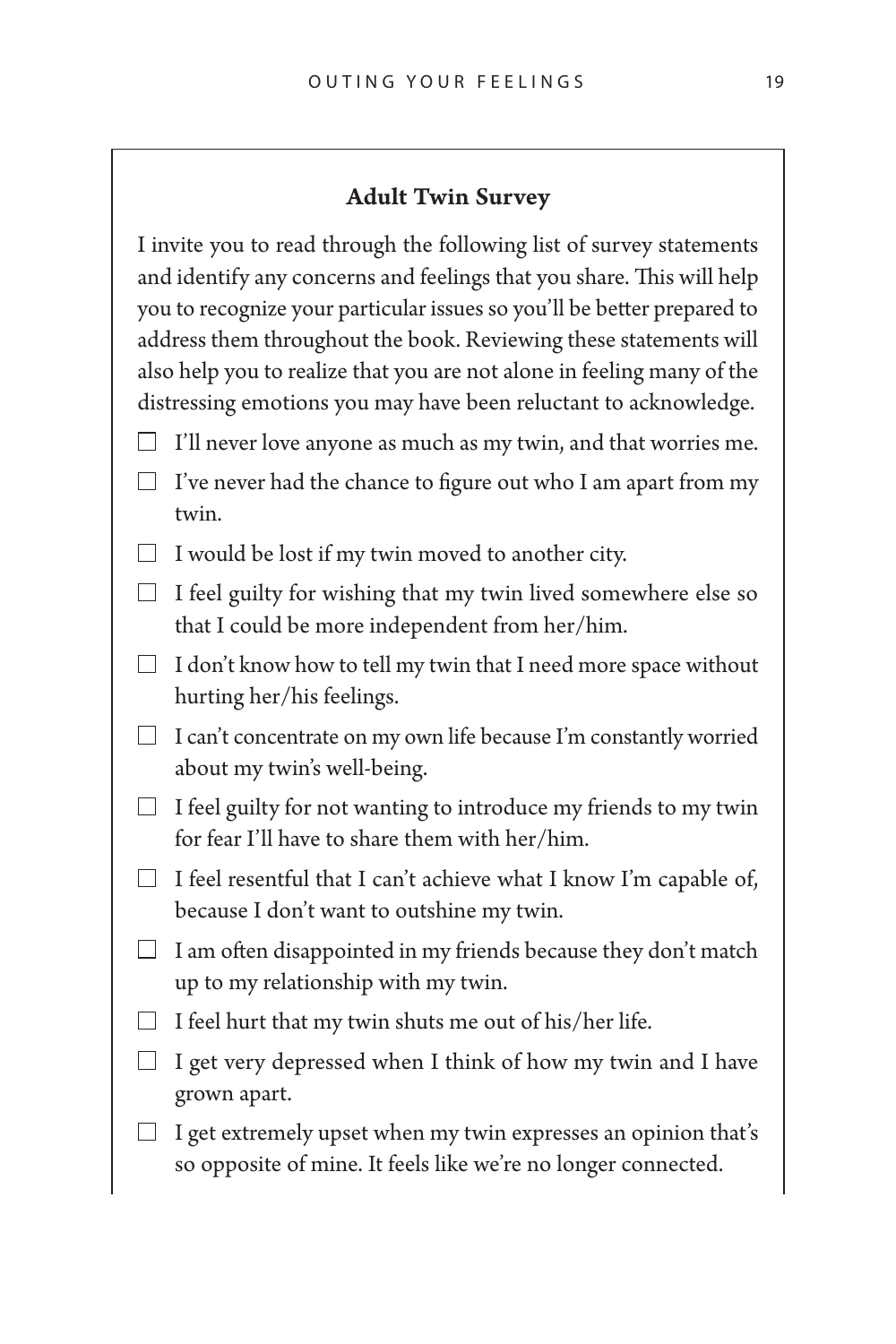### Adult Twin Survey

I invite you to read through the following list of survey statements and identify any concerns and feelings that you share. This will help you to recognize your particular issues so you'll be better prepared to address them throughout the book. Reviewing these statements will also help you to realize that you are not alone in feeling many of the distressing emotions you may have been reluctant to acknowledge.

- [ ] I'll never love anyone as much as my twin, and that worries me.
- [ ] I've never had the chance to figure out who I am apart from my twin.
- [ ] I would be lost if my twin moved to another city.
- [ ] I feel guilty for wishing that my twin lived somewhere else so that I could be more independent from her/him.
- [ ] I don't know how to tell my twin that I need more space without hurting her/his feelings.
- [ ] I can't concentrate on my own life because I'm constantly worried about my twin's well-being.
- [ ] I feel guilty for not wanting to introduce my friends to my twin for fear I'll have to share them with her/him.
- [ ] I feel resentful that I can't achieve what I know I'm capable of, because I don't want to outshine my twin.
- [ ] I am often disappointed in my friends because they don't match up to my relationship with my twin.
- [ ] I feel hurt that my twin shuts me out of his/her life.
- [ ] I get very depressed when I think of how my twin and I have grown apart.
- [ ] I get extremely upset when my twin expresses an opinion that's so opposite of mine. It feels like we're no longer connected.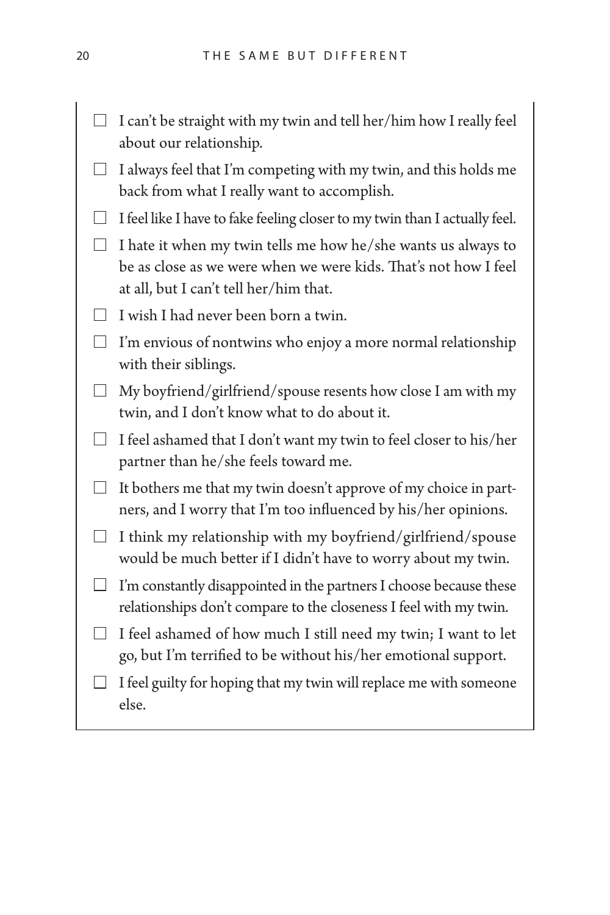- [ ] I can't be straight with my twin and tell her/him how I really feel about our relationship.
- [ ] I always feel that I'm competing with my twin, and this holds me back from what I really want to accomplish.
- [ ] I feel like I have to fake feeling closer to my twin than I actually feel.
- [ ] I hate it when my twin tells me how he/she wants us always to be as close as we were when we were kids. That's not how I feel at all, but I can't tell her/him that.
- [ ] I wish I had never been born a twin.
- [ ] I'm envious of nontwins who enjoy a more normal relationship with their siblings.
- [ ] My boyfriend/girlfriend/spouse resents how close I am with my twin, and I don't know what to do about it.
- [ ] I feel ashamed that I don't want my twin to feel closer to his/her partner than he/she feels toward me.
- [ ] It bothers me that my twin doesn't approve of my choice in partners, and I worry that I'm too influenced by his/her opinions.
- [ ] I think my relationship with my boyfriend/girlfriend/spouse would be much better if I didn't have to worry about my twin.
- [ ] I'm constantly disappointed in the partners I choose because these relationships don't compare to the closeness I feel with my twin.
- [ ] I feel ashamed of how much I still need my twin; I want to let go, but I'm terrified to be without his/her emotional support.
- [ ] I feel guilty for hoping that my twin will replace me with someone else.